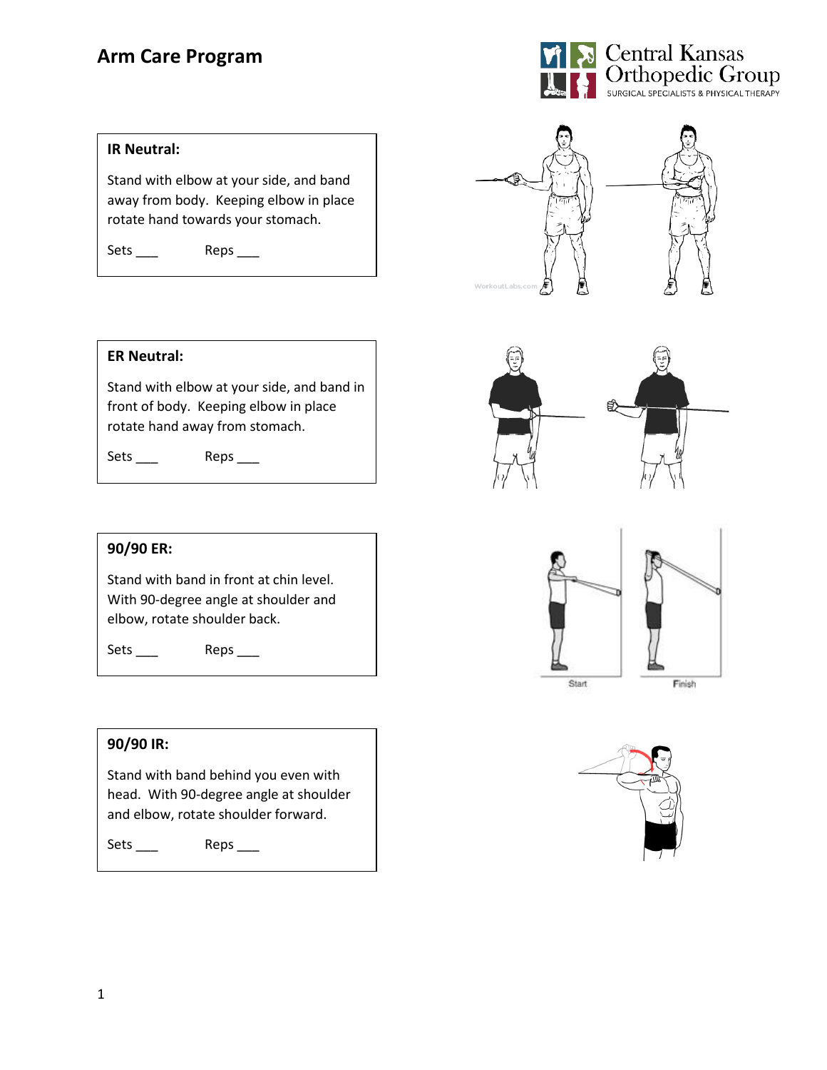# Arm Care Program

Central Kansas Orthopedic Group
SURGICAL SPECIALISTS & PHYSICAL THERAPY

**IR Neutral:**

Stand with elbow at your side, and band away from body. Keeping elbow in place rotate hand towards your stomach.

Sets ___ Reps ___

**ER Neutral:**

Stand with elbow at your side, and band in front of body. Keeping elbow in place rotate hand away from stomach.

Sets ___ Reps ___

**90/90 ER:**

Stand with band in front at chin level. With 90-degree angle at shoulder and elbow, rotate shoulder back.

Sets ___ Reps ___

**90/90 IR:**

Stand with band behind you even with head. With 90-degree angle at shoulder and elbow, rotate shoulder forward.

Sets ___ Reps ___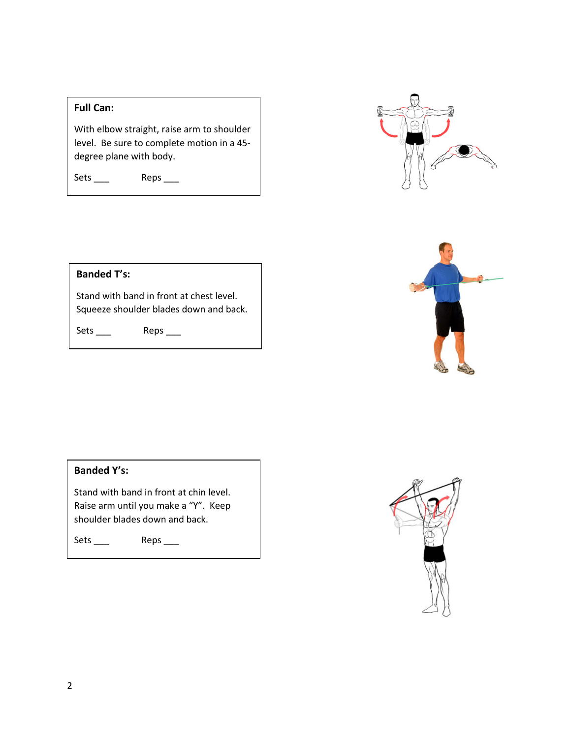**Full Can:**

With elbow straight, raise arm to shoulder level. Be sure to complete motion in a 45-degree plane with body.

Sets ___ Reps ___

**Banded T's:**

Stand with band in front at chest level. Squeeze shoulder blades down and back.

Sets ___ Reps ___

**Banded Y's:**

Stand with band in front at chin level. Raise arm until you make a "Y". Keep shoulder blades down and back.

Sets ___ Reps ___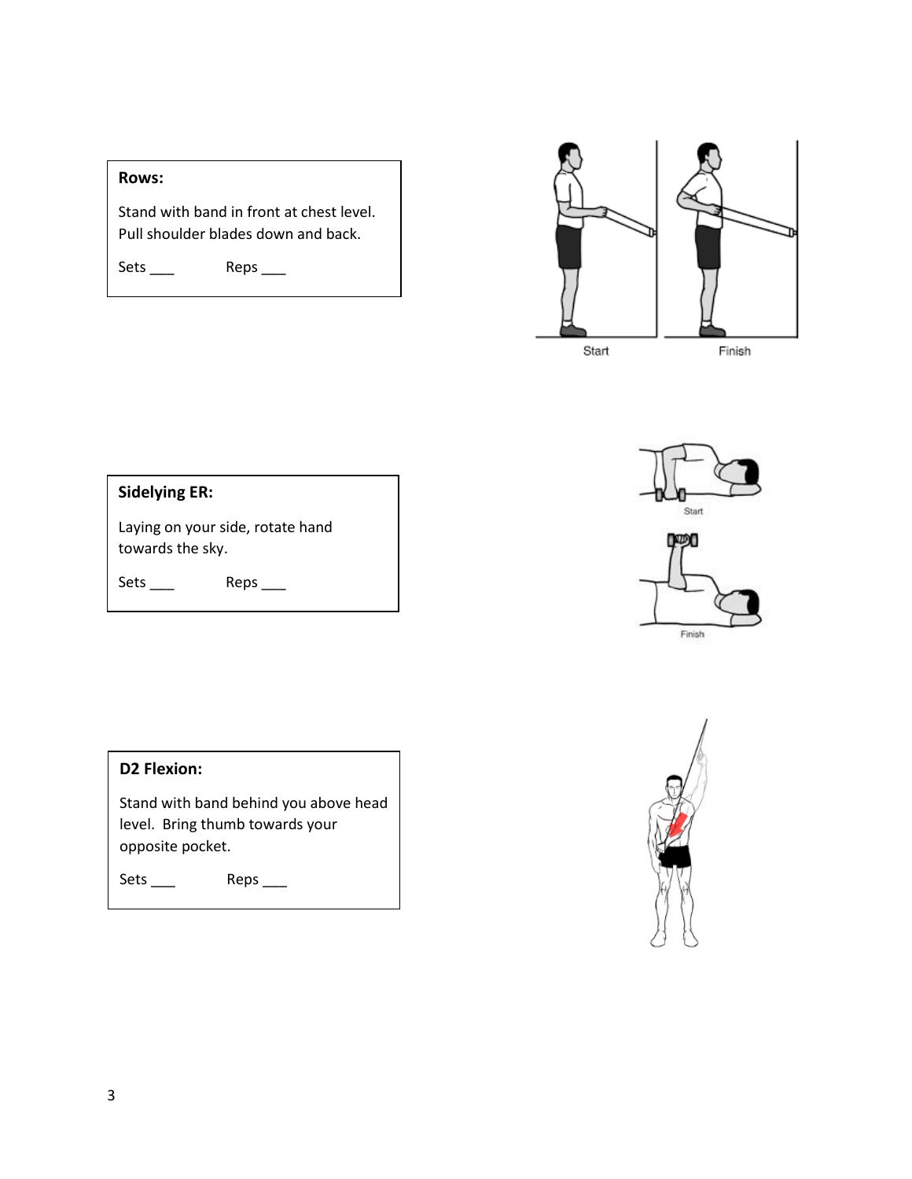**Rows:**

Stand with band in front at chest level. Pull shoulder blades down and back.

Sets ___ Reps ___

Start

Finish

**Sidelying ER:**

Laying on your side, rotate hand towards the sky.

Sets ___ Reps ___

Start

Finish

**D2 Flexion:**

Stand with band behind you above head level. Bring thumb towards your opposite pocket.

Sets ___ Reps ___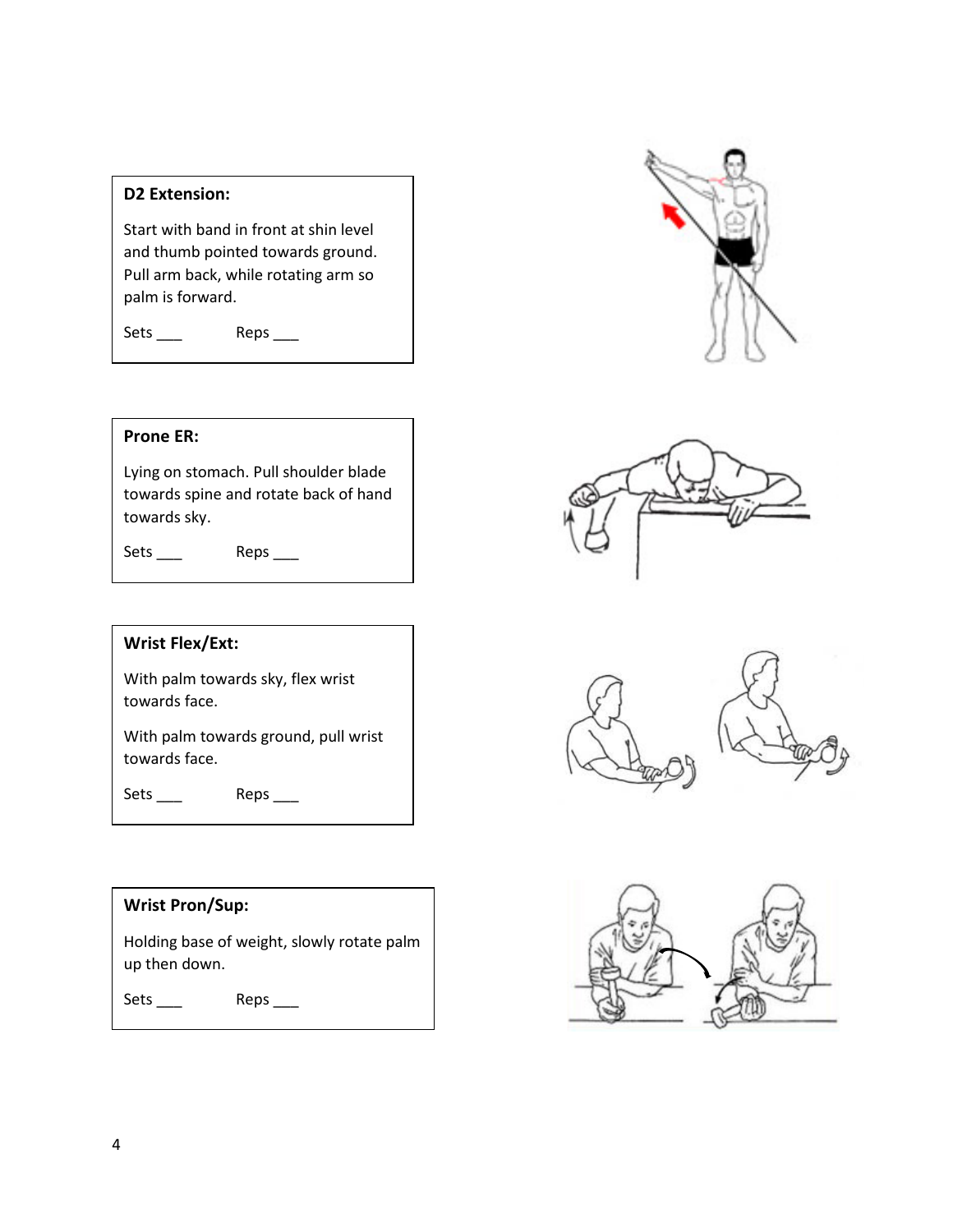**D2 Extension:**

Start with band in front at shin level and thumb pointed towards ground. Pull arm back, while rotating arm so palm is forward.

Sets ___ Reps ___

**Prone ER:**

Lying on stomach. Pull shoulder blade towards spine and rotate back of hand towards sky.

Sets ___ Reps ___

**Wrist Flex/Ext:**

With palm towards sky, flex wrist towards face.

With palm towards ground, pull wrist towards face.

Sets ___ Reps ___

**Wrist Pron/Sup:**

Holding base of weight, slowly rotate palm up then down.

Sets ___ Reps ___